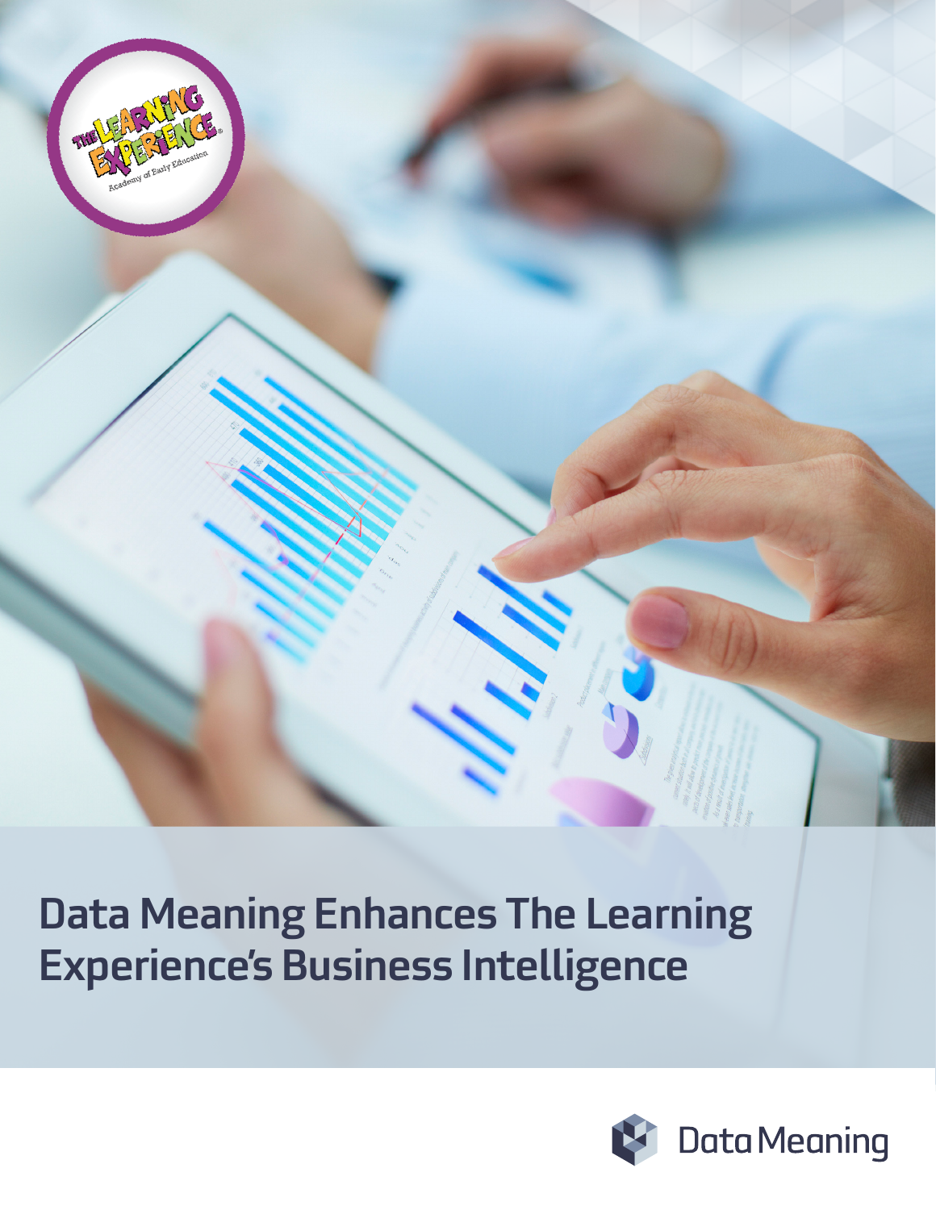# Data Meaning Enhances The Learning Experience's Business Intelligence

Data Meaning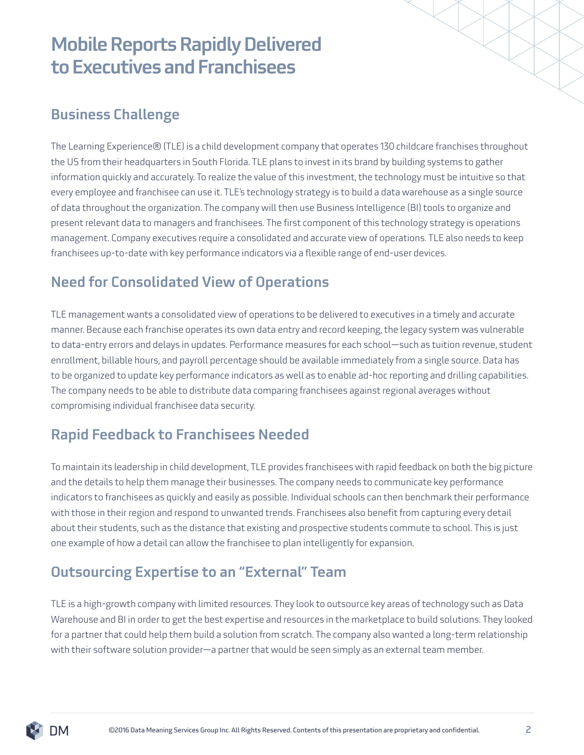# Mobile Reports Rapidly Delivered to Executives and Franchisees

## Business Challenge

The Learning Experience® (TLE) is a child development company that operates 130 childcare franchises throughout the US from their headquarters in South Florida. TLE plans to invest in its brand by building systems to gather information quickly and accurately. To realize the value of this investment, the technology must be intuitive so that every employee and franchisee can use it. TLE's technology strategy is to build a data warehouse as a single source of data throughout the organization. The company will then use Business Intelligence (BI) tools to organize and present relevant data to managers and franchisees. The first component of this technology strategy is operations management. Company executives require a consolidated and accurate view of operations. TLE also needs to keep franchisees up-to-date with key performance indicators via a flexible range of end-user devices.

## Need for Consolidated View of Operations

TLE management wants a consolidated view of operations to be delivered to executives in a timely and accurate manner. Because each franchise operates its own data entry and record keeping, the legacy system was vulnerable to data-entry errors and delays in updates. Performance measures for each school—such as tuition revenue, student enrollment, billable hours, and payroll percentage should be available immediately from a single source. Data has to be organized to update key performance indicators as well as to enable ad-hoc reporting and drilling capabilities. The company needs to be able to distribute data comparing franchisees against regional averages without compromising individual franchisee data security.

## Rapid Feedback to Franchisees Needed

To maintain its leadership in child development, TLE provides franchisees with rapid feedback on both the big picture and the details to help them manage their businesses. The company needs to communicate key performance indicators to franchisees as quickly and easily as possible. Individual schools can then benchmark their performance with those in their region and respond to unwanted trends. Franchisees also benefit from capturing every detail about their students, such as the distance that existing and prospective students commute to school. This is just one example of how a detail can allow the franchisee to plan intelligently for expansion.

## Outsourcing Expertise to an "External" Team

TLE is a high-growth company with limited resources. They look to outsource key areas of technology such as Data Warehouse and BI in order to get the best expertise and resources in the marketplace to build solutions. They looked for a partner that could help them build a solution from scratch. The company also wanted a long-term relationship with their software solution provider—a partner that would be seen simply as an external team member.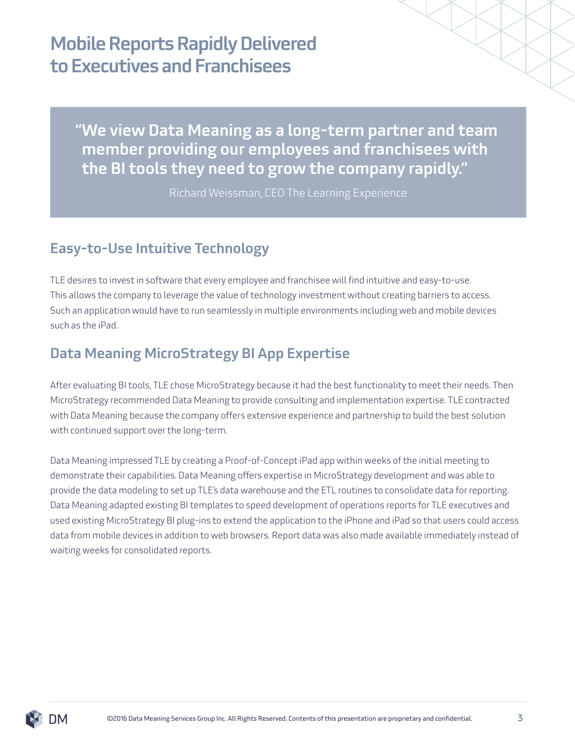# Mobile Reports Rapidly Delivered to Executives and Franchisees

> **"We view Data Meaning as a long-term partner and team member providing our employees and franchisees with the BI tools they need to grow the company rapidly."**
>
> Richard Weissman, CEO The Learning Experience

## Easy-to-Use Intuitive Technology

TLE desires to invest in software that every employee and franchisee will find intuitive and easy-to-use. This allows the company to leverage the value of technology investment without creating barriers to access. Such an application would have to run seamlessly in multiple environments including web and mobile devices such as the iPad.

## Data Meaning MicroStrategy BI App Expertise

After evaluating BI tools, TLE chose MicroStrategy because it had the best functionality to meet their needs. Then MicroStrategy recommended Data Meaning to provide consulting and implementation expertise. TLE contracted with Data Meaning because the company offers extensive experience and partnership to build the best solution with continued support over the long-term.

Data Meaning impressed TLE by creating a Proof-of-Concept iPad app within weeks of the initial meeting to demonstrate their capabilities. Data Meaning offers expertise in MicroStrategy development and was able to provide the data modeling to set up TLE's data warehouse and the ETL routines to consolidate data for reporting. Data Meaning adapted existing BI templates to speed development of operations reports for TLE executives and used existing MicroStrategy BI plug-ins to extend the application to the iPhone and iPad so that users could access data from mobile devices in addition to web browsers. Report data was also made available immediately instead of waiting weeks for consolidated reports.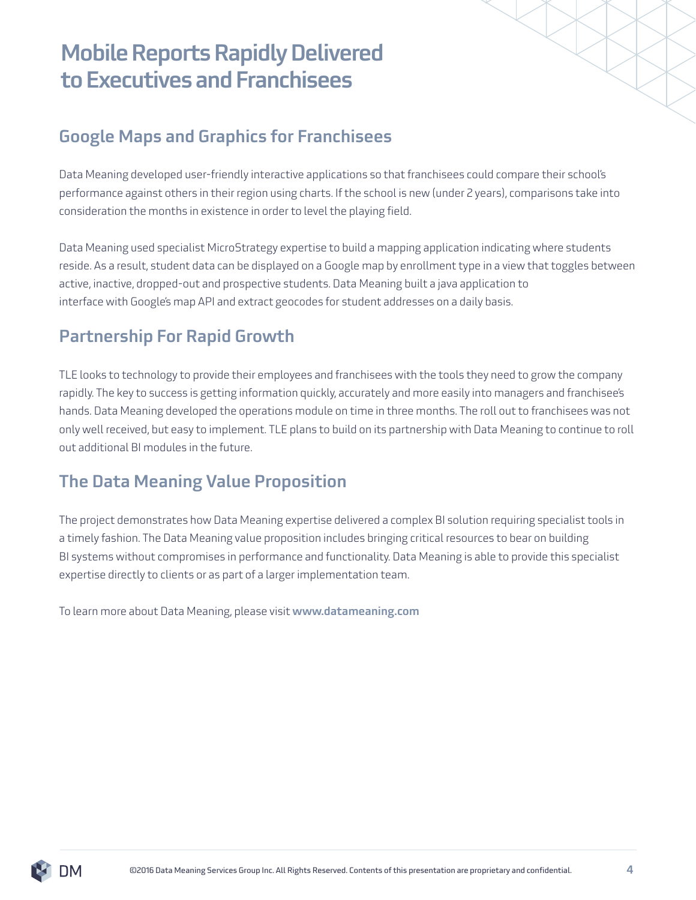# Mobile Reports Rapidly Delivered to Executives and Franchisees

## Google Maps and Graphics for Franchisees

Data Meaning developed user-friendly interactive applications so that franchisees could compare their school's performance against others in their region using charts. If the school is new (under 2 years), comparisons take into consideration the months in existence in order to level the playing field.

Data Meaning used specialist MicroStrategy expertise to build a mapping application indicating where students reside. As a result, student data can be displayed on a Google map by enrollment type in a view that toggles between active, inactive, dropped-out and prospective students. Data Meaning built a java application to interface with Google's map API and extract geocodes for student addresses on a daily basis.

## Partnership For Rapid Growth

TLE looks to technology to provide their employees and franchisees with the tools they need to grow the company rapidly. The key to success is getting information quickly, accurately and more easily into managers and franchisee's hands. Data Meaning developed the operations module on time in three months. The roll out to franchisees was not only well received, but easy to implement. TLE plans to build on its partnership with Data Meaning to continue to roll out additional BI modules in the future.

## The Data Meaning Value Proposition

The project demonstrates how Data Meaning expertise delivered a complex BI solution requiring specialist tools in a timely fashion. The Data Meaning value proposition includes bringing critical resources to bear on building BI systems without compromises in performance and functionality. Data Meaning is able to provide this specialist expertise directly to clients or as part of a larger implementation team.

To learn more about Data Meaning, please visit **www.datameaning.com**